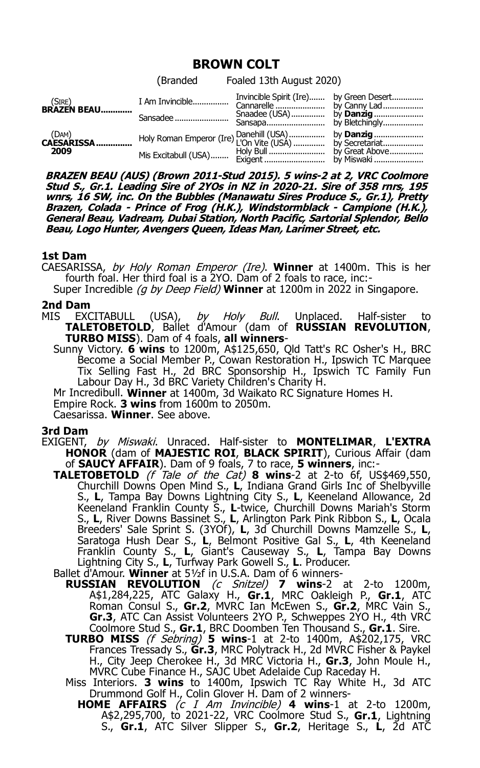# BROWN COLT

(Branded Foaled 13th August 2020)

| | | | |
|---|---|---|---|
| (SIRE) **BRAZEN BEAU**............ | I Am Invincible............... | Invincible Spirit (Ire)....... | by Green Desert............. |
| | | Cannarelle ...................... | by Canny Lad.................. |
| | Sansadee ........................ | Snaadee (USA)............... | by **Danzig** ...................... |
| | | Sansapa.......................... | by Bletchingly.................. |
| (DAM) **CAESARISSA**.............. **2009** | Holy Roman Emperor (Ire) | Danehill (USA)................ | by **Danzig** ...................... |
| | | L'On Vite (USA) .............. | by Secretariat.................. |
| | Mis Excitabull (USA)........ | Holy Bull ......................... | by Great Above............... |
| | | Exigent ........................... | by Miswaki ...................... |

***BRAZEN BEAU (AUS) (Brown 2011-Stud 2015). 5 wins-2 at 2, VRC Coolmore Stud S., Gr.1. Leading Sire of 2YOs in NZ in 2020-21. Sire of 358 rnrs, 195 wnrs, 16 SW, inc. On the Bubbles (Manawatu Sires Produce S., Gr.1), Pretty Brazen, Colada - Prince of Frog (H.K.), Windstormblack - Campione (H.K.), General Beau, Vadream, Dubai Station, North Pacific, Sartorial Splendor, Bello Beau, Logo Hunter, Avengers Queen, Ideas Man, Larimer Street, etc.***

### 1st Dam

CAESARISSA, *by Holy Roman Emperor (Ire)*. **Winner** at 1400m. This is her fourth foal. Her third foal is a 2YO. Dam of 2 foals to race, inc:-

Super Incredible *(g by Deep Field)* **Winner** at 1200m in 2022 in Singapore.

### 2nd Dam

MIS EXCITABULL (USA), *by Holy Bull*. Unplaced. Half-sister to **TALETOBETOLD**, Ballet d'Amour (dam of **RUSSIAN REVOLUTION**, **TURBO MISS**). Dam of 4 foals, **all winners**-

Sunny Victory. **6 wins** to 1200m, A$125,650, Qld Tatt's RC Osher's H., BRC Become a Social Member P., Cowan Restoration H., Ipswich TC Marquee Tix Selling Fast H., 2d BRC Sponsorship H., Ipswich TC Family Fun Labour Day H., 3d BRC Variety Children's Charity H.

Mr Incredibull. **Winner** at 1400m, 3d Waikato RC Signature Homes H.

Empire Rock. **3 wins** from 1600m to 2050m.

Caesarissa. **Winner**. See above.

### 3rd Dam

EXIGENT, *by Miswaki*. Unraced. Half-sister to **MONTELIMAR**, **L'EXTRA HONOR** (dam of **MAJESTIC ROI**, **BLACK SPIRIT**), Curious Affair (dam of **SAUCY AFFAIR**). Dam of 9 foals, 7 to race, **5 winners**, inc:-

**TALETOBETOLD** *(f Tale of the Cat)* **8 wins**-2 at 2-to 6f, US$469,550, Churchill Downs Open Mind S., **L**, Indiana Grand Girls Inc of Shelbyville S., **L**, Tampa Bay Downs Lightning City S., **L**, Keeneland Allowance, 2d Keeneland Franklin County S., **L**-twice, Churchill Downs Mariah's Storm S., **L**, River Downs Bassinet S., **L**, Arlington Park Pink Ribbon S., **L**, Ocala Breeders' Sale Sprint S. (3YOf), **L**, 3d Churchill Downs Mamzelle S., **L**, Saratoga Hush Dear S., **L**, Belmont Positive Gal S., **L**, 4th Keeneland Franklin County S., **L**, Giant's Causeway S., **L**, Tampa Bay Downs Lightning City S., **L**, Turfway Park Gowell S., **L**. Producer.

Ballet d'Amour. **Winner** at 5½f in U.S.A. Dam of 6 winners-

**RUSSIAN REVOLUTION** *(c Snitzel)* **7 wins**-2 at 2-to 1200m, A$1,284,225, ATC Galaxy H., **Gr.1**, MRC Oakleigh P., **Gr.1**, ATC Roman Consul S., **Gr.2**, MVRC Ian McEwen S., **Gr.2**, MRC Vain S., **Gr.3**, ATC Can Assist Volunteers 2YO P., Schweppes 2YO H., 4th VRC Coolmore Stud S., **Gr.1**, BRC Doomben Ten Thousand S., **Gr.1**. Sire.

**TURBO MISS** *(f Sebring)* **5 wins**-1 at 2-to 1400m, A$202,175, VRC Frances Tressady S., **Gr.3**, MRC Polytrack H., 2d MVRC Fisher & Paykel H., City Jeep Cherokee H., 3d MRC Victoria H., **Gr.3**, John Moule H., MVRC Cube Finance H., SAJC Ubet Adelaide Cup Raceday H.

Miss Interiors. **3 wins** to 1400m, Ipswich TC Ray White H., 3d ATC Drummond Golf H., Colin Glover H. Dam of 2 winners-

**HOME AFFAIRS** *(c I Am Invincible)* **4 wins**-1 at 2-to 1200m, A$2,295,700, to 2021-22, VRC Coolmore Stud S., **Gr.1**, Lightning S., **Gr.1**, ATC Silver Slipper S., **Gr.2**, Heritage S., **L**, 2d ATC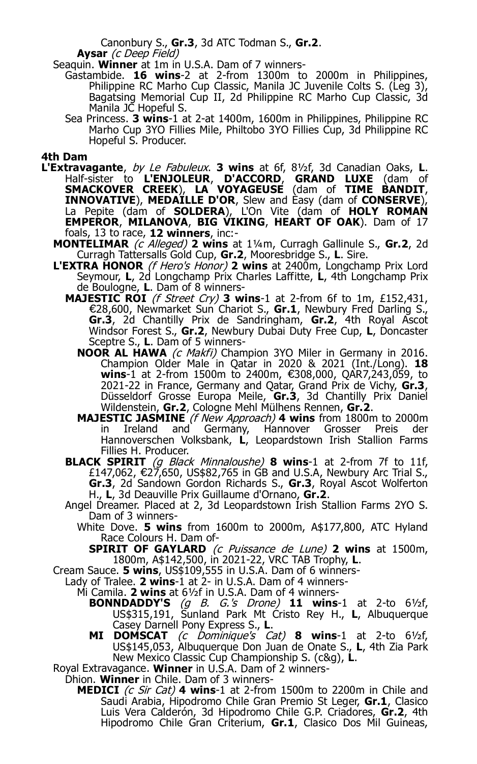Canonbury S., **Gr.3**, 3d ATC Todman S., **Gr.2**.

**Aysar** *(c Deep Field)*

Seaquin. **Winner** at 1m in U.S.A. Dam of 7 winners-

Gastambide. **16 wins**-2 at 2-from 1300m to 2000m in Philippines, Philippine RC Marho Cup Classic, Manila JC Juvenile Colts S. (Leg 3), Bagatsing Memorial Cup II, 2d Philippine RC Marho Cup Classic, 3d Manila JC Hopeful S.

Sea Princess. **3 wins**-1 at 2-at 1400m, 1600m in Philippines, Philippine RC Marho Cup 3YO Fillies Mile, Philtobo 3YO Fillies Cup, 3d Philippine RC Hopeful S. Producer.

### 4th Dam

**L'Extravagante**, *by Le Fabuleux*. **3 wins** at 6f, 8½f, 3d Canadian Oaks, **L**. Half-sister to **L'ENJOLEUR**, **D'ACCORD**, **GRAND LUXE** (dam of **SMACKOVER CREEK**), **LA VOYAGEUSE** (dam of **TIME BANDIT**, **INNOVATIVE**), **MEDAILLE D'OR**, Slew and Easy (dam of **CONSERVE**), La Pepite (dam of **SOLDERA**), L'On Vite (dam of **HOLY ROMAN EMPEROR**, **MILANOVA**, **BIG VIKING**, **HEART OF OAK**). Dam of 17 foals, 13 to race, **12 winners**, inc:-

**MONTELIMAR** *(c Alleged)* **2 wins** at 1¼m, Curragh Gallinule S., **Gr.2**, 2d Curragh Tattersalls Gold Cup, **Gr.2**, Mooresbridge S., **L**. Sire.

**L'EXTRA HONOR** *(f Hero's Honor)* **2 wins** at 2400m, Longchamp Prix Lord Seymour, **L**, 2d Longchamp Prix Charles Laffitte, **L**, 4th Longchamp Prix de Boulogne, **L**. Dam of 8 winners-

**MAJESTIC ROI** *(f Street Cry)* **3 wins**-1 at 2-from 6f to 1m, £152,431, €28,600, Newmarket Sun Chariot S., **Gr.1**, Newbury Fred Darling S., **Gr.3**, 2d Chantilly Prix de Sandringham, **Gr.2**, 4th Royal Ascot Windsor Forest S., **Gr.2**, Newbury Dubai Duty Free Cup, **L**, Doncaster Sceptre S., **L**. Dam of 5 winners-

**NOOR AL HAWA** *(c Makfi)* Champion 3YO Miler in Germany in 2016. Champion Older Male in Qatar in 2020 & 2021 (Int./Long). **18 wins**-1 at 2-from 1500m to 2400m, €308,000, QAR7,243,059, to 2021-22 in France, Germany and Qatar, Grand Prix de Vichy, **Gr.3**, Düsseldorf Grosse Europa Meile, **Gr.3**, 3d Chantilly Prix Daniel Wildenstein, **Gr.2**, Cologne Mehl Mülhens Rennen, **Gr.2**.

**MAJESTIC JASMINE** *(f New Approach)* **4 wins** from 1800m to 2000m in Ireland and Germany, Hannover Grosser Preis der Hannoverschen Volksbank, **L**, Leopardstown Irish Stallion Farms Fillies H. Producer.

**BLACK SPIRIT** *(g Black Minnaloushe)* **8 wins**-1 at 2-from 7f to 11f, £147,062, €27,650, US$82,765 in GB and U.S.A, Newbury Arc Trial S., **Gr.3**, 2d Sandown Gordon Richards S., **Gr.3**, Royal Ascot Wolferton H., **L**, 3d Deauville Prix Guillaume d'Ornano, **Gr.2**.

Angel Dreamer. Placed at 2, 3d Leopardstown Irish Stallion Farms 2YO S. Dam of 3 winners-

White Dove. **5 wins** from 1600m to 2000m, A$177,800, ATC Hyland Race Colours H. Dam of-

**SPIRIT OF GAYLARD** *(c Puissance de Lune)* **2 wins** at 1500m, 1800m, A$142,500, in 2021-22, VRC TAB Trophy, **L**.

Cream Sauce. **5 wins**, US$109,555 in U.S.A. Dam of 6 winners-

Lady of Tralee. **2 wins**-1 at 2- in U.S.A. Dam of 4 winners-

Mi Camila. **2 wins** at 6½f in U.S.A. Dam of 4 winners-

**BONNDADDY'S** *(g B. G.'s Drone)* **11 wins**-1 at 2-to 6½f, US$315,191, Sunland Park Mt Cristo Rey H., **L**, Albuquerque Casey Darnell Pony Express S., **L**.

**MI DOMSCAT** *(c Dominique's Cat)* **8 wins**-1 at 2-to 6½f, US$145,053, Albuquerque Don Juan de Onate S., **L**, 4th Zia Park New Mexico Classic Cup Championship S. (c&g), **L**.

Royal Extravagance. **Winner** in U.S.A. Dam of 2 winners-

Dhion. **Winner** in Chile. Dam of 3 winners-

**MEDICI** *(c Sir Cat)* **4 wins**-1 at 2-from 1500m to 2200m in Chile and Saudi Arabia, Hipodromo Chile Gran Premio St Leger, **Gr.1**, Clasico Luis Vera Calderón, 3d Hipodromo Chile G.P. Criadores, **Gr.2**, 4th Hipodromo Chile Gran Criterium, **Gr.1**, Clasico Dos Mil Guineas,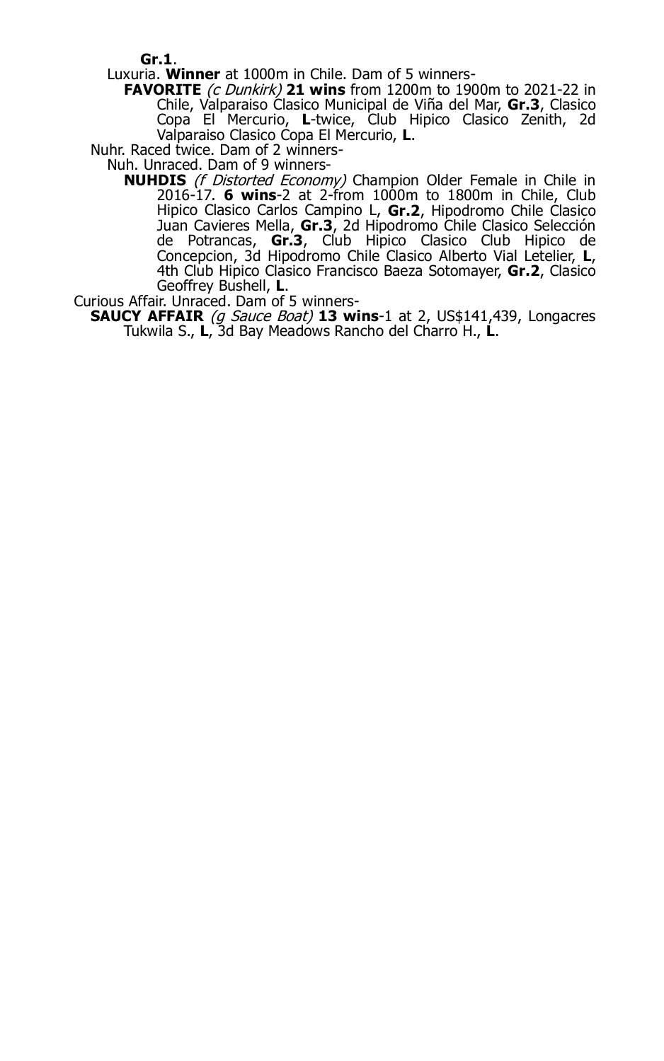**Gr.1**.

Luxuria. **Winner** at 1000m in Chile. Dam of 5 winners-

**FAVORITE** *(c Dunkirk)* **21 wins** from 1200m to 1900m to 2021-22 in Chile, Valparaiso Clasico Municipal de Viña del Mar, **Gr.3**, Clasico Copa El Mercurio, **L**-twice, Club Hipico Clasico Zenith, 2d Valparaiso Clasico Copa El Mercurio, **L**.

Nuhr. Raced twice. Dam of 2 winners-

Nuh. Unraced. Dam of 9 winners-

**NUHDIS** *(f Distorted Economy)* Champion Older Female in Chile in 2016-17. **6 wins**-2 at 2-from 1000m to 1800m in Chile, Club Hipico Clasico Carlos Campino L, **Gr.2**, Hipodromo Chile Clasico Juan Cavieres Mella, **Gr.3**, 2d Hipodromo Chile Clasico Selección de Potrancas, **Gr.3**, Club Hipico Clasico Club Hipico de Concepcion, 3d Hipodromo Chile Clasico Alberto Vial Letelier, **L**, 4th Club Hipico Clasico Francisco Baeza Sotomayer, **Gr.2**, Clasico Geoffrey Bushell, **L**.

Curious Affair. Unraced. Dam of 5 winners-

**SAUCY AFFAIR** *(g Sauce Boat)* **13 wins**-1 at 2, US$141,439, Longacres Tukwila S., **L**, 3d Bay Meadows Rancho del Charro H., **L**.